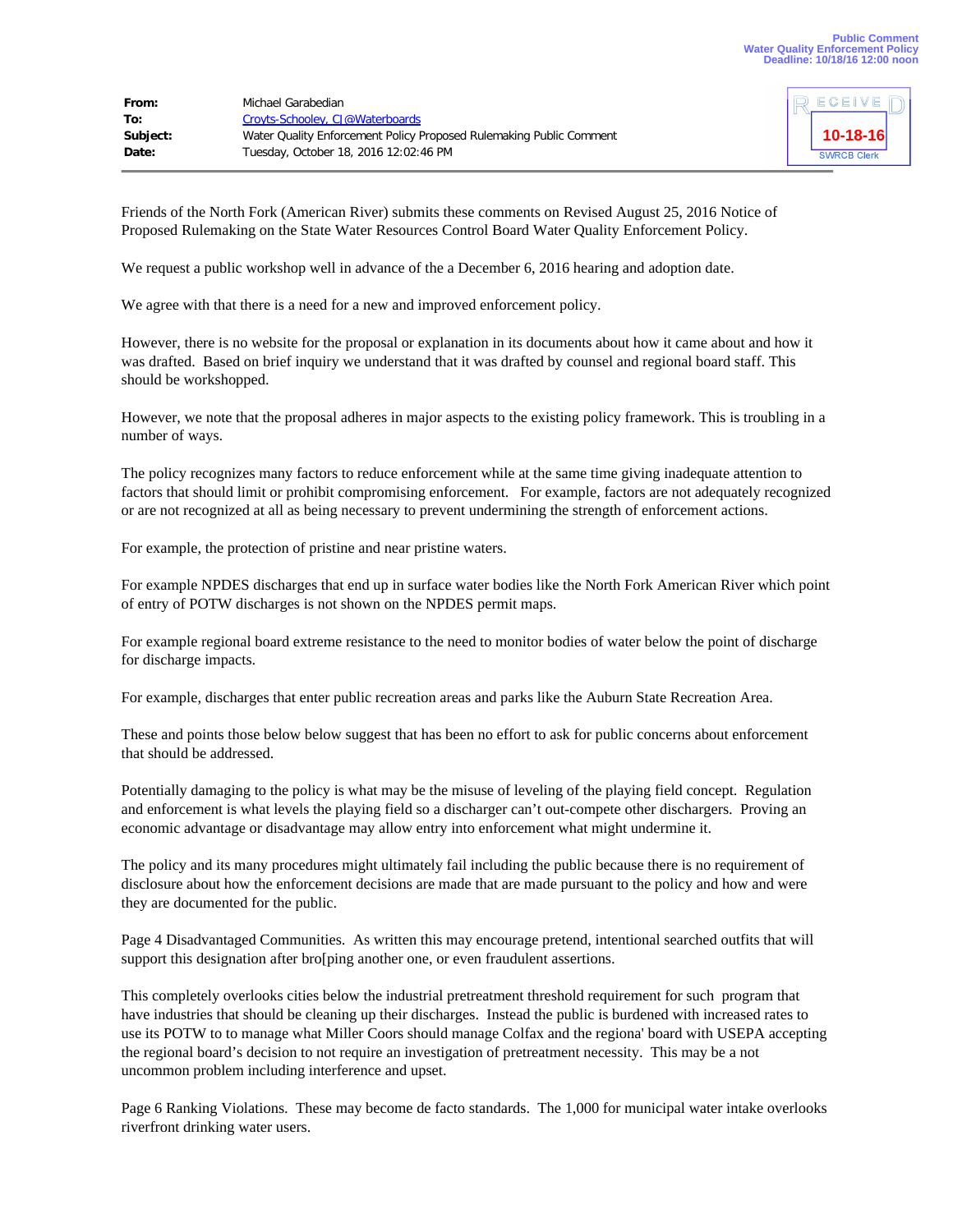Public Comment
Water Quality Enforcement Policy
Deadline: 10/18/16 12:00 noon

| | |
|---|---|
| **From:** | Michael Garabedian |
| **To:** | Croyts-Schooley, CJ@Waterboards |
| **Subject:** | Water Quality Enforcement Policy Proposed Rulemaking Public Comment |
| **Date:** | Tuesday, October 18, 2016 12:02:46 PM |

RECEIVED
10-18-16
SWRCB Clerk

Friends of the North Fork (American River) submits these comments on Revised August 25, 2016 Notice of Proposed Rulemaking on the State Water Resources Control Board Water Quality Enforcement Policy.

We request a public workshop well in advance of the a December 6, 2016 hearing and adoption date.

We agree with that there is a need for a new and improved enforcement policy.

However, there is no website for the proposal or explanation in its documents about how it came about and how it was drafted. Based on brief inquiry we understand that it was drafted by counsel and regional board staff. This should be workshopped.

However, we note that the proposal adheres in major aspects to the existing policy framework. This is troubling in a number of ways.

The policy recognizes many factors to reduce enforcement while at the same time giving inadequate attention to factors that should limit or prohibit compromising enforcement. For example, factors are not adequately recognized or are not recognized at all as being necessary to prevent undermining the strength of enforcement actions.

For example, the protection of pristine and near pristine waters.

For example NPDES discharges that end up in surface water bodies like the North Fork American River which point of entry of POTW discharges is not shown on the NPDES permit maps.

For example regional board extreme resistance to the need to monitor bodies of water below the point of discharge for discharge impacts.

For example, discharges that enter public recreation areas and parks like the Auburn State Recreation Area.

These and points those below below suggest that has been no effort to ask for public concerns about enforcement that should be addressed.

Potentially damaging to the policy is what may be the misuse of leveling of the playing field concept. Regulation and enforcement is what levels the playing field so a discharger can't out-compete other dischargers. Proving an economic advantage or disadvantage may allow entry into enforcement what might undermine it.

The policy and its many procedures might ultimately fail including the public because there is no requirement of disclosure about how the enforcement decisions are made that are made pursuant to the policy and how and were they are documented for the public.

Page 4 Disadvantaged Communities. As written this may encourage pretend, intentional searched outfits that will support this designation after bro[ping another one, or even fraudulent assertions.

This completely overlooks cities below the industrial pretreatment threshold requirement for such program that have industries that should be cleaning up their discharges. Instead the public is burdened with increased rates to use its POTW to to manage what Miller Coors should manage Colfax and the regiona' board with USEPA accepting the regional board's decision to not require an investigation of pretreatment necessity. This may be a not uncommon problem including interference and upset.

Page 6 Ranking Violations. These may become de facto standards. The 1,000 for municipal water intake overlooks riverfront drinking water users.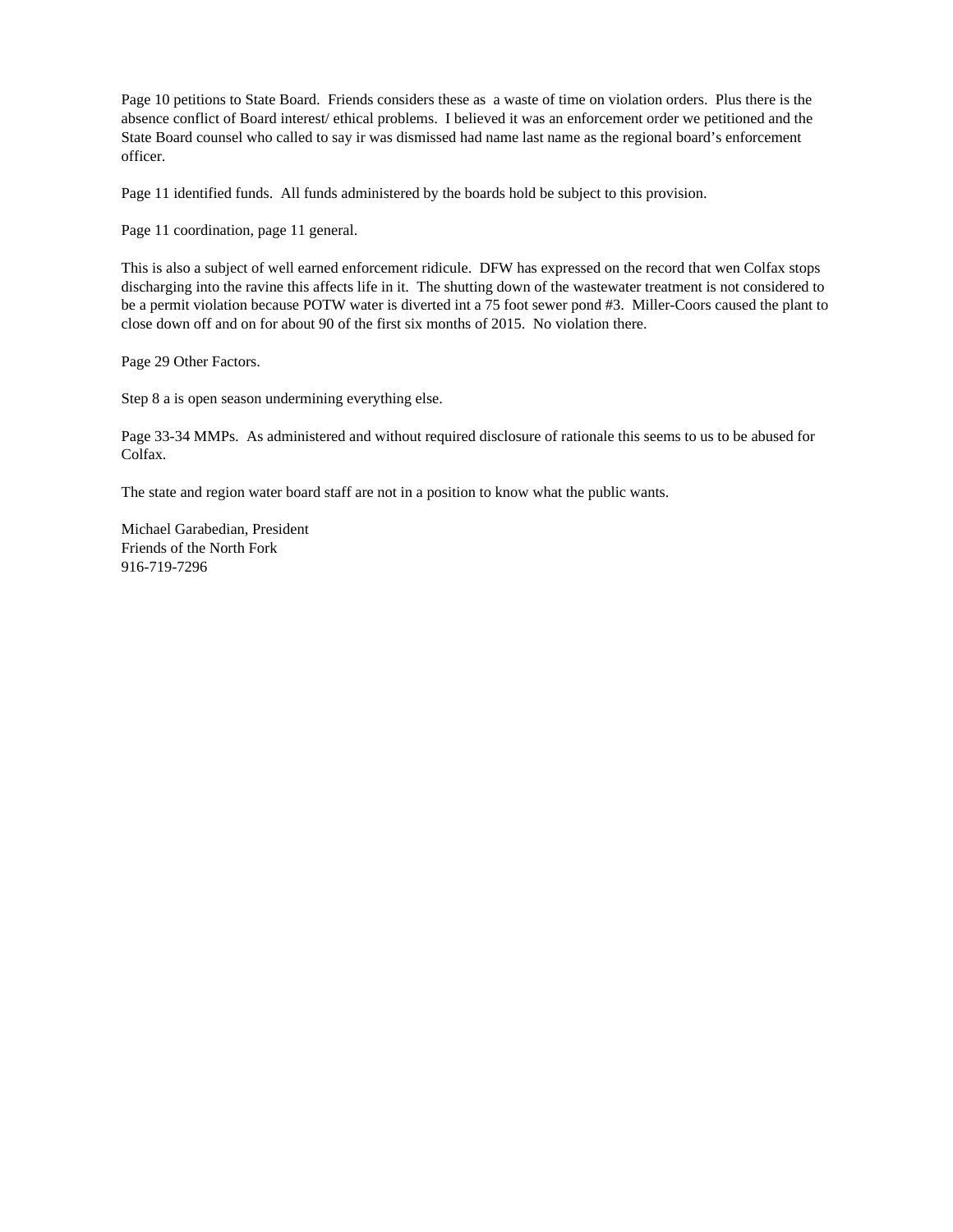Page 10 petitions to State Board. Friends considers these as a waste of time on violation orders. Plus there is the absence conflict of Board interest/ ethical problems. I believed it was an enforcement order we petitioned and the State Board counsel who called to say ir was dismissed had name last name as the regional board's enforcement officer.

Page 11 identified funds. All funds administered by the boards hold be subject to this provision.

Page 11 coordination, page 11 general.

This is also a subject of well earned enforcement ridicule. DFW has expressed on the record that wen Colfax stops discharging into the ravine this affects life in it. The shutting down of the wastewater treatment is not considered to be a permit violation because POTW water is diverted int a 75 foot sewer pond #3. Miller-Coors caused the plant to close down off and on for about 90 of the first six months of 2015. No violation there.

Page 29 Other Factors.

Step 8 a is open season undermining everything else.

Page 33-34 MMPs. As administered and without required disclosure of rationale this seems to us to be abused for Colfax.

The state and region water board staff are not in a position to know what the public wants.

Michael Garabedian, President  
Friends of the North Fork  
916-719-7296